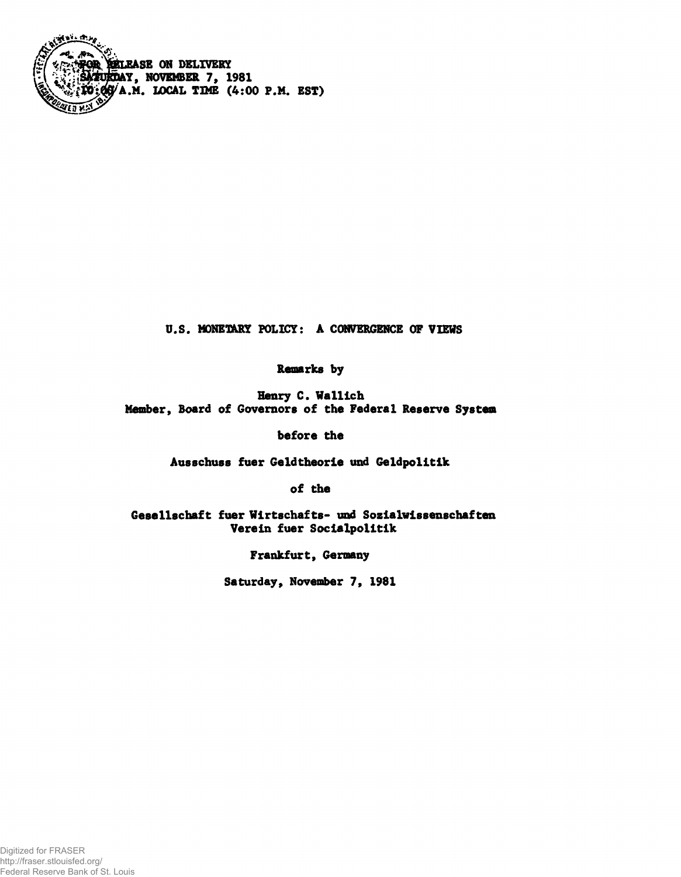FOR RELEASE ON DELIVERY
SATURDAY, NOVEMBER 7, 1981
10:00 A.M. LOCAL TIME (4:00 P.M. EST)

# U.S. MONETARY POLICY: A CONVERGENCE OF VIEWS

Remarks by

Henry C. Wallich

Member, Board of Governors of the Federal Reserve System

before the

Ausschuss fuer Geldtheorie und Geldpolitik

of the

Gesellschaft fuer Wirtschafts- und Sozialwissenschaften
Verein fuer Socialpolitik

Frankfurt, Germany

Saturday, November 7, 1981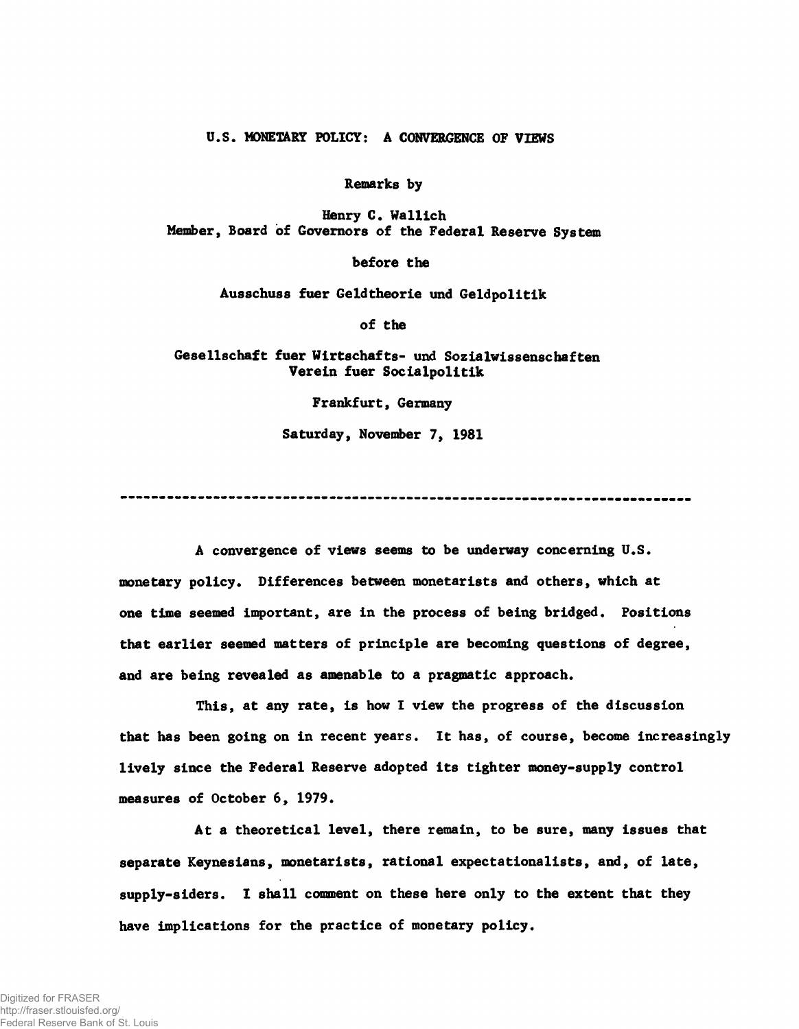# U.S. MONETARY POLICY: A CONVERGENCE OF VIEWS

Remarks by

Henry C. Wallich
Member, Board of Governors of the Federal Reserve System

before the

Ausschuss fuer Geldtheorie und Geldpolitik

of the

Gesellschaft fuer Wirtschafts- und Sozialwissenschaften
Verein fuer Socialpolitik

Frankfurt, Germany

Saturday, November 7, 1981

---

A convergence of views seems to be underway concerning U.S. monetary policy. Differences between monetarists and others, which at one time seemed important, are in the process of being bridged. Positions that earlier seemed matters of principle are becoming questions of degree, and are being revealed as amenable to a pragmatic approach.

This, at any rate, is how I view the progress of the discussion that has been going on in recent years. It has, of course, become increasingly lively since the Federal Reserve adopted its tighter money-supply control measures of October 6, 1979.

At a theoretical level, there remain, to be sure, many issues that separate Keynesians, monetarists, rational expectationalists, and, of late, supply-siders. I shall comment on these here only to the extent that they have implications for the practice of monetary policy.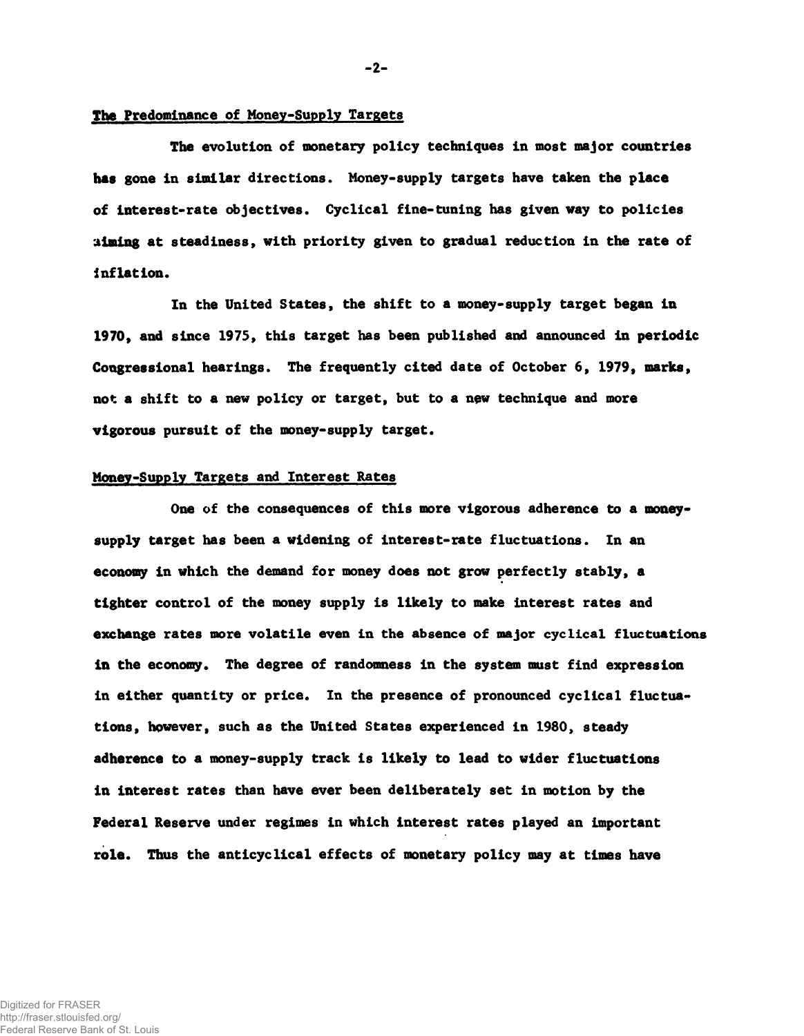## The Predominance of Money-Supply Targets

The evolution of monetary policy techniques in most major countries has gone in similar directions. Money-supply targets have taken the place of interest-rate objectives. Cyclical fine-tuning has given way to policies aiming at steadiness, with priority given to gradual reduction in the rate of inflation.

In the United States, the shift to a money-supply target began in 1970, and since 1975, this target has been published and announced in periodic Congressional hearings. The frequently cited date of October 6, 1979, marks, not a shift to a new policy or target, but to a new technique and more vigorous pursuit of the money-supply target.

## Money-Supply Targets and Interest Rates

One of the consequences of this more vigorous adherence to a money-supply target has been a widening of interest-rate fluctuations. In an economy in which the demand for money does not grow perfectly stably, a tighter control of the money supply is likely to make interest rates and exchange rates more volatile even in the absence of major cyclical fluctuations in the economy. The degree of randomness in the system must find expression in either quantity or price. In the presence of pronounced cyclical fluctuations, however, such as the United States experienced in 1980, steady adherence to a money-supply track is likely to lead to wider fluctuations in interest rates than have ever been deliberately set in motion by the Federal Reserve under regimes in which interest rates played an important role. Thus the anticyclical effects of monetary policy may at times have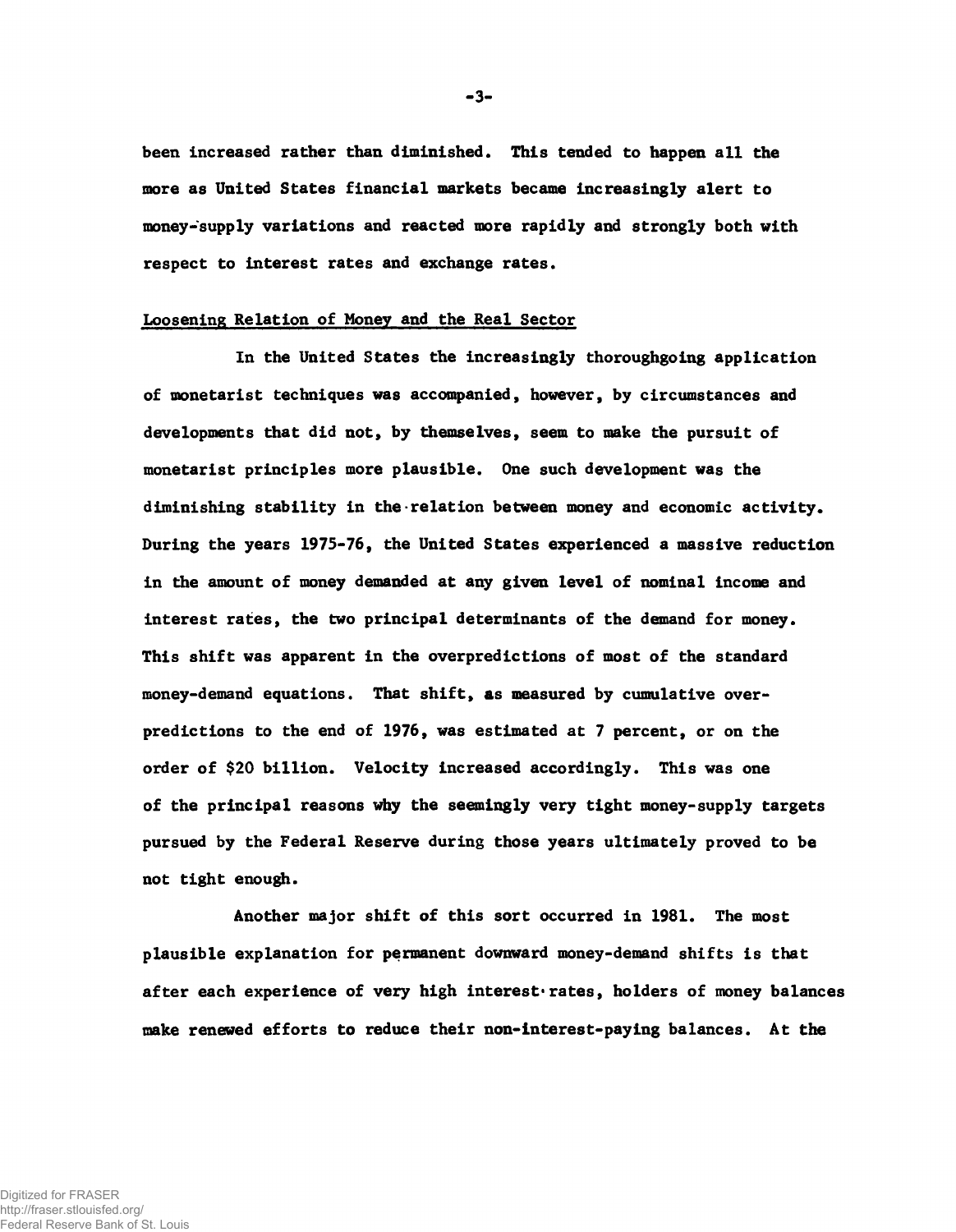been increased rather than diminished. This tended to happen all the more as United States financial markets became increasingly alert to money-supply variations and reacted more rapidly and strongly both with respect to interest rates and exchange rates.

## Loosening Relation of Money and the Real Sector

In the United States the increasingly thoroughgoing application of monetarist techniques was accompanied, however, by circumstances and developments that did not, by themselves, seem to make the pursuit of monetarist principles more plausible. One such development was the diminishing stability in the relation between money and economic activity. During the years 1975-76, the United States experienced a massive reduction in the amount of money demanded at any given level of nominal income and interest rates, the two principal determinants of the demand for money. This shift was apparent in the overpredictions of most of the standard money-demand equations. That shift, as measured by cumulative overpredictions to the end of 1976, was estimated at 7 percent, or on the order of $20 billion. Velocity increased accordingly. This was one of the principal reasons why the seemingly very tight money-supply targets pursued by the Federal Reserve during those years ultimately proved to be not tight enough.

Another major shift of this sort occurred in 1981. The most plausible explanation for permanent downward money-demand shifts is that after each experience of very high interest rates, holders of money balances make renewed efforts to reduce their non-interest-paying balances. At the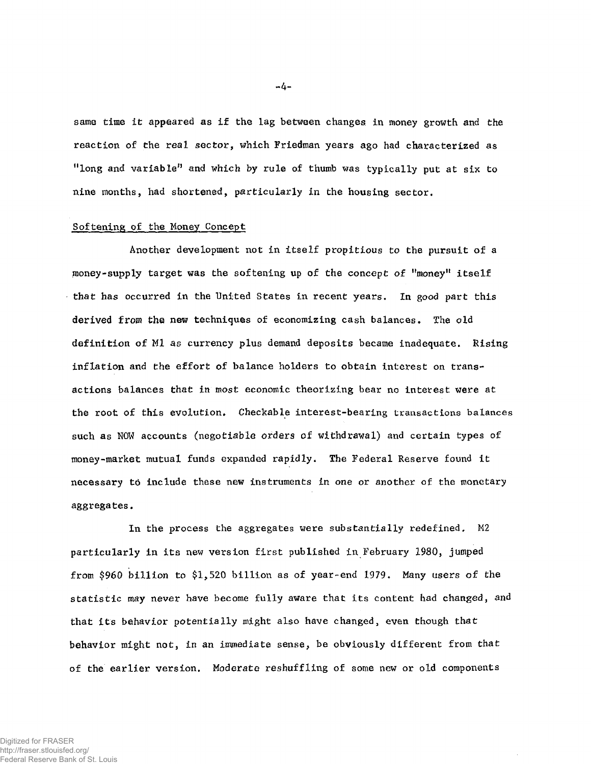same time it appeared as if the lag between changes in money growth and the reaction of the real sector, which Friedman years ago had characterized as "long and variable" and which by rule of thumb was typically put at six to nine months, had shortened, particularly in the housing sector.

## Softening of the Money Concept

Another development not in itself propitious to the pursuit of a money-supply target was the softening up of the concept of "money" itself that has occurred in the United States in recent years. In good part this derived from the new techniques of economizing cash balances. The old definition of M1 as currency plus demand deposits became inadequate. Rising inflation and the effort of balance holders to obtain interest on transactions balances that in most economic theorizing bear no interest were at the root of this evolution. Checkable interest-bearing transactions balances such as NOW accounts (negotiable orders of withdrawal) and certain types of money-market mutual funds expanded rapidly. The Federal Reserve found it necessary to include these new instruments in one or another of the monetary aggregates.

In the process the aggregates were substantially redefined. M2 particularly in its new version first published in February 1980, jumped from $960 billion to $1,520 billion as of year-end 1979. Many users of the statistic may never have become fully aware that its content had changed, and that its behavior potentially might also have changed, even though that behavior might not, in an immediate sense, be obviously different from that of the earlier version. Moderate reshuffling of some new or old components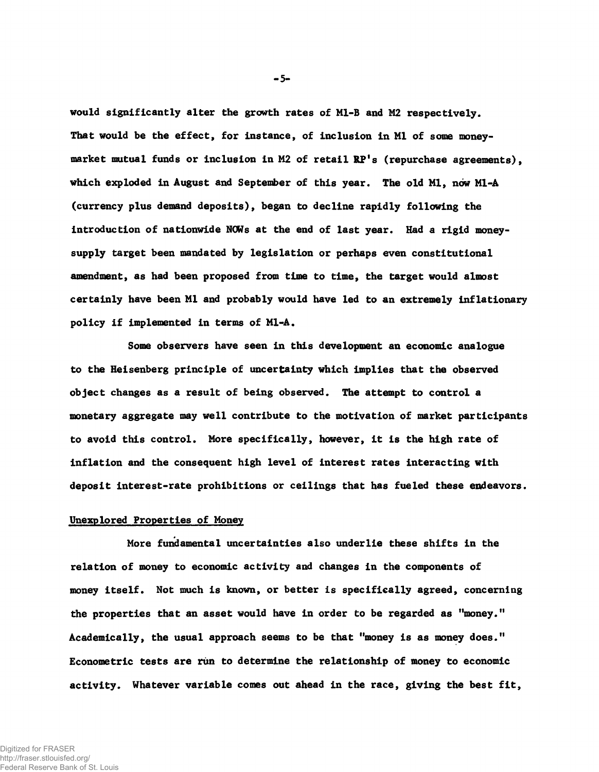would significantly alter the growth rates of M1-B and M2 respectively. That would be the effect, for instance, of inclusion in M1 of some money-market mutual funds or inclusion in M2 of retail RP's (repurchase agreements), which exploded in August and September of this year. The old M1, now M1-A (currency plus demand deposits), began to decline rapidly following the introduction of nationwide NOWs at the end of last year. Had a rigid money-supply target been mandated by legislation or perhaps even constitutional amendment, as had been proposed from time to time, the target would almost certainly have been M1 and probably would have led to an extremely inflationary policy if implemented in terms of M1-A.

Some observers have seen in this development an economic analogue to the Heisenberg principle of uncertainty which implies that the observed object changes as a result of being observed. The attempt to control a monetary aggregate may well contribute to the motivation of market participants to avoid this control. More specifically, however, it is the high rate of inflation and the consequent high level of interest rates interacting with deposit interest-rate prohibitions or ceilings that has fueled these endeavors.

## Unexplored Properties of Money

More fundamental uncertainties also underlie these shifts in the relation of money to economic activity and changes in the components of money itself. Not much is known, or better is specifically agreed, concerning the properties that an asset would have in order to be regarded as "money." Academically, the usual approach seems to be that "money is as money does." Econometric tests are run to determine the relationship of money to economic activity. Whatever variable comes out ahead in the race, giving the best fit,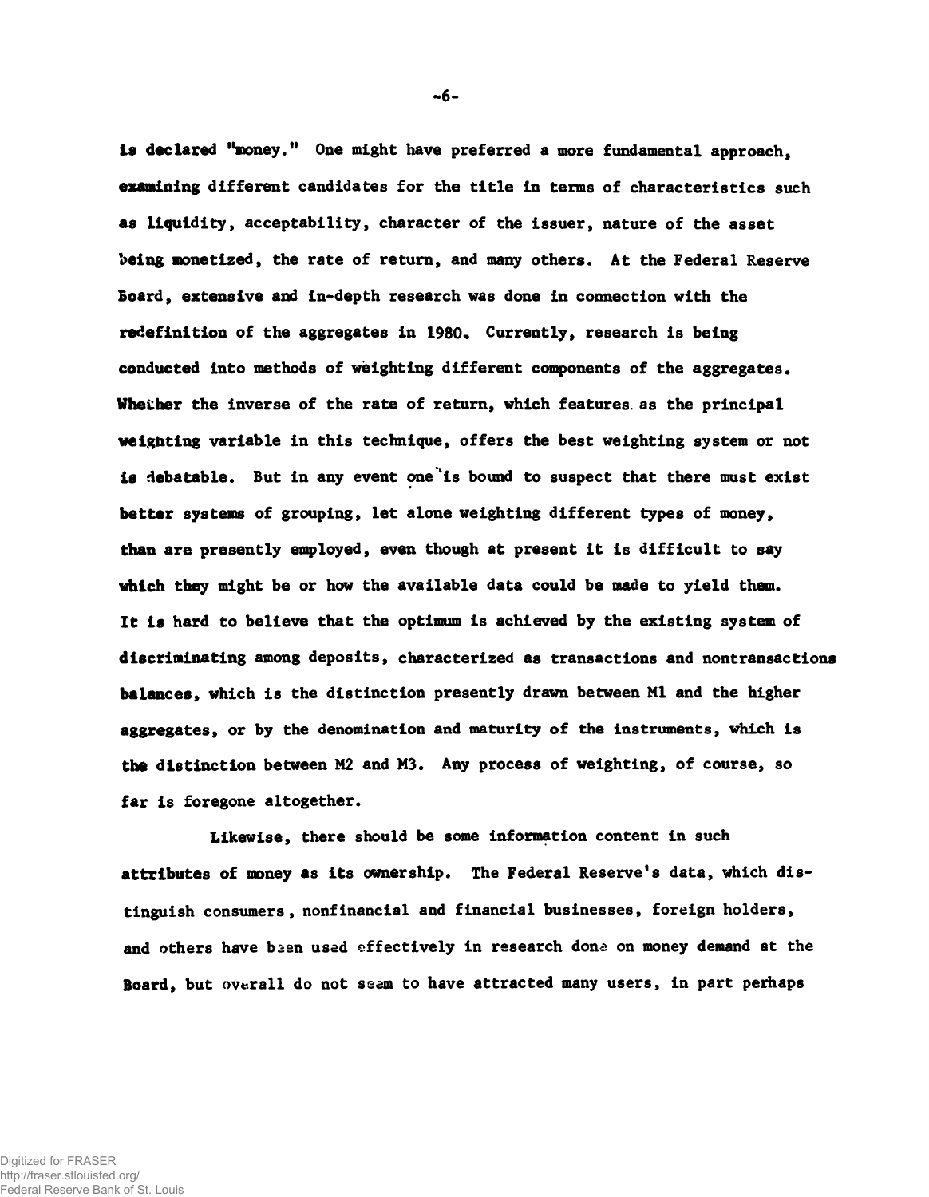is declared "money." One might have preferred a more fundamental approach, examining different candidates for the title in terms of characteristics such as liquidity, acceptability, character of the issuer, nature of the asset being monetized, the rate of return, and many others. At the Federal Reserve Board, extensive and in-depth research was done in connection with the redefinition of the aggregates in 1980. Currently, research is being conducted into methods of weighting different components of the aggregates. Whether the inverse of the rate of return, which features as the principal weighting variable in this technique, offers the best weighting system or not is debatable. But in any event one is bound to suspect that there must exist better systems of grouping, let alone weighting different types of money, than are presently employed, even though at present it is difficult to say which they might be or how the available data could be made to yield them. It is hard to believe that the optimum is achieved by the existing system of discriminating among deposits, characterized as transactions and nontransactions balances, which is the distinction presently drawn between M1 and the higher aggregates, or by the denomination and maturity of the instruments, which is the distinction between M2 and M3. Any process of weighting, of course, so far is foregone altogether.

Likewise, there should be some information content in such attributes of money as its ownership. The Federal Reserve's data, which distinguish consumers, nonfinancial and financial businesses, foreign holders, and others have been used effectively in research done on money demand at the Board, but overall do not seem to have attracted many users, in part perhaps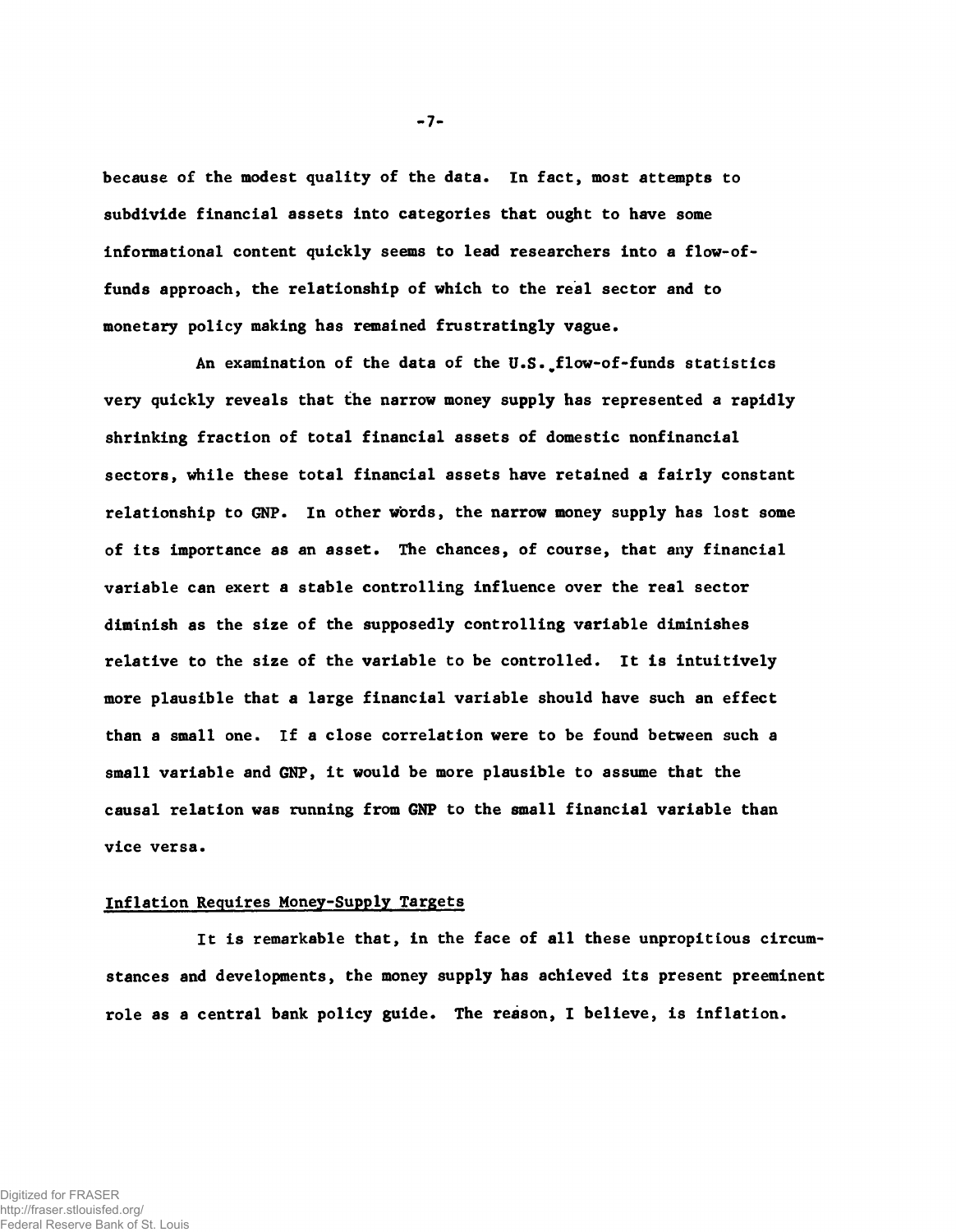because of the modest quality of the data. In fact, most attempts to subdivide financial assets into categories that ought to have some informational content quickly seems to lead researchers into a flow-of-funds approach, the relationship of which to the real sector and to monetary policy making has remained frustratingly vague.

An examination of the data of the U.S. flow-of-funds statistics very quickly reveals that the narrow money supply has represented a rapidly shrinking fraction of total financial assets of domestic nonfinancial sectors, while these total financial assets have retained a fairly constant relationship to GNP. In other words, the narrow money supply has lost some of its importance as an asset. The chances, of course, that any financial variable can exert a stable controlling influence over the real sector diminish as the size of the supposedly controlling variable diminishes relative to the size of the variable to be controlled. It is intuitively more plausible that a large financial variable should have such an effect than a small one. If a close correlation were to be found between such a small variable and GNP, it would be more plausible to assume that the causal relation was running from GNP to the small financial variable than vice versa.

## Inflation Requires Money-Supply Targets

It is remarkable that, in the face of all these unpropitious circumstances and developments, the money supply has achieved its present preeminent role as a central bank policy guide. The reason, I believe, is inflation.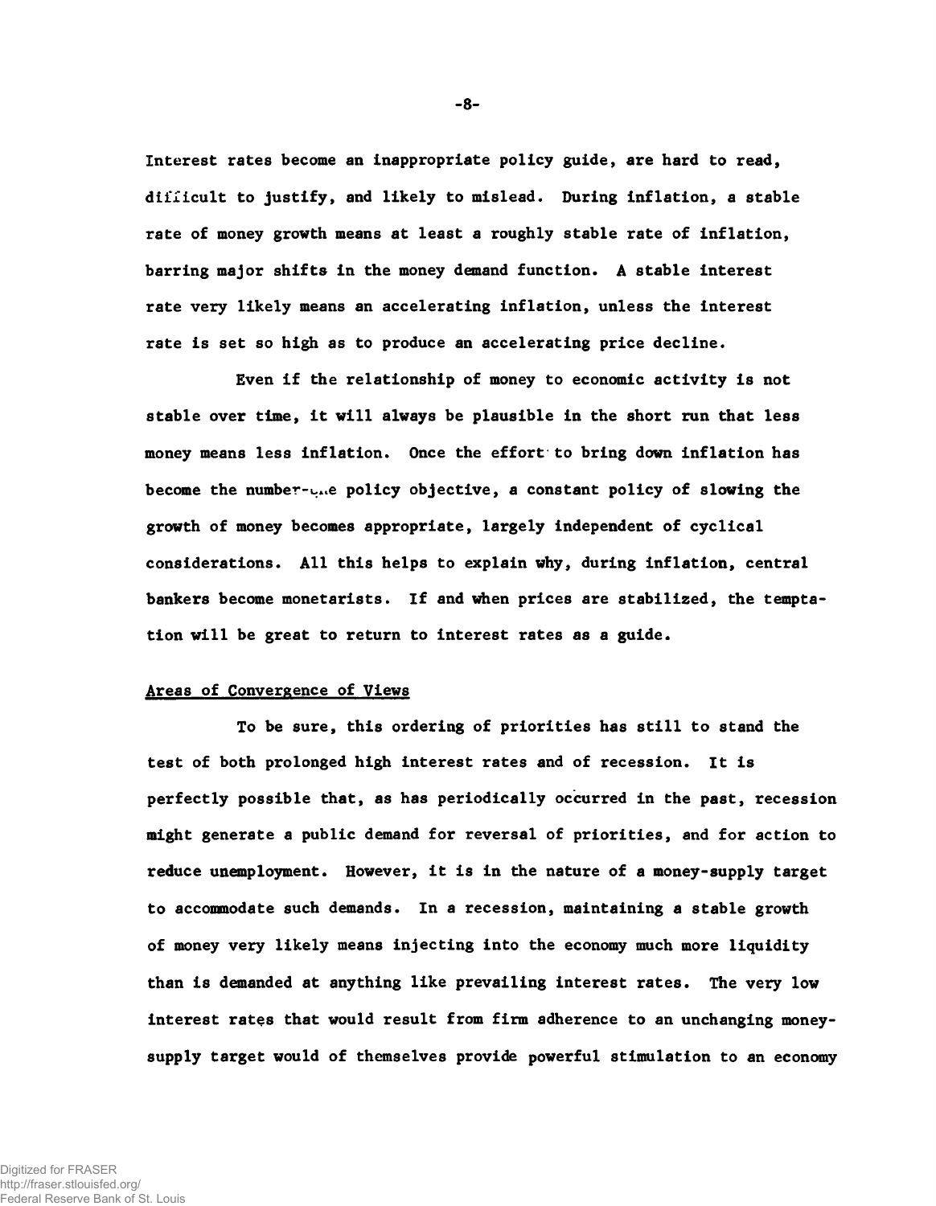Interest rates become an inappropriate policy guide, are hard to read, difficult to justify, and likely to mislead. During inflation, a stable rate of money growth means at least a roughly stable rate of inflation, barring major shifts in the money demand function. A stable interest rate very likely means an accelerating inflation, unless the interest rate is set so high as to produce an accelerating price decline.

Even if the relationship of money to economic activity is not stable over time, it will always be plausible in the short run that less money means less inflation. Once the effort to bring down inflation has become the number-one policy objective, a constant policy of slowing the growth of money becomes appropriate, largely independent of cyclical considerations. All this helps to explain why, during inflation, central bankers become monetarists. If and when prices are stabilized, the temptation will be great to return to interest rates as a guide.

## Areas of Convergence of Views

To be sure, this ordering of priorities has still to stand the test of both prolonged high interest rates and of recession. It is perfectly possible that, as has periodically occurred in the past, recession might generate a public demand for reversal of priorities, and for action to reduce unemployment. However, it is in the nature of a money-supply target to accommodate such demands. In a recession, maintaining a stable growth of money very likely means injecting into the economy much more liquidity than is demanded at anything like prevailing interest rates. The very low interest rates that would result from firm adherence to an unchanging money-supply target would of themselves provide powerful stimulation to an economy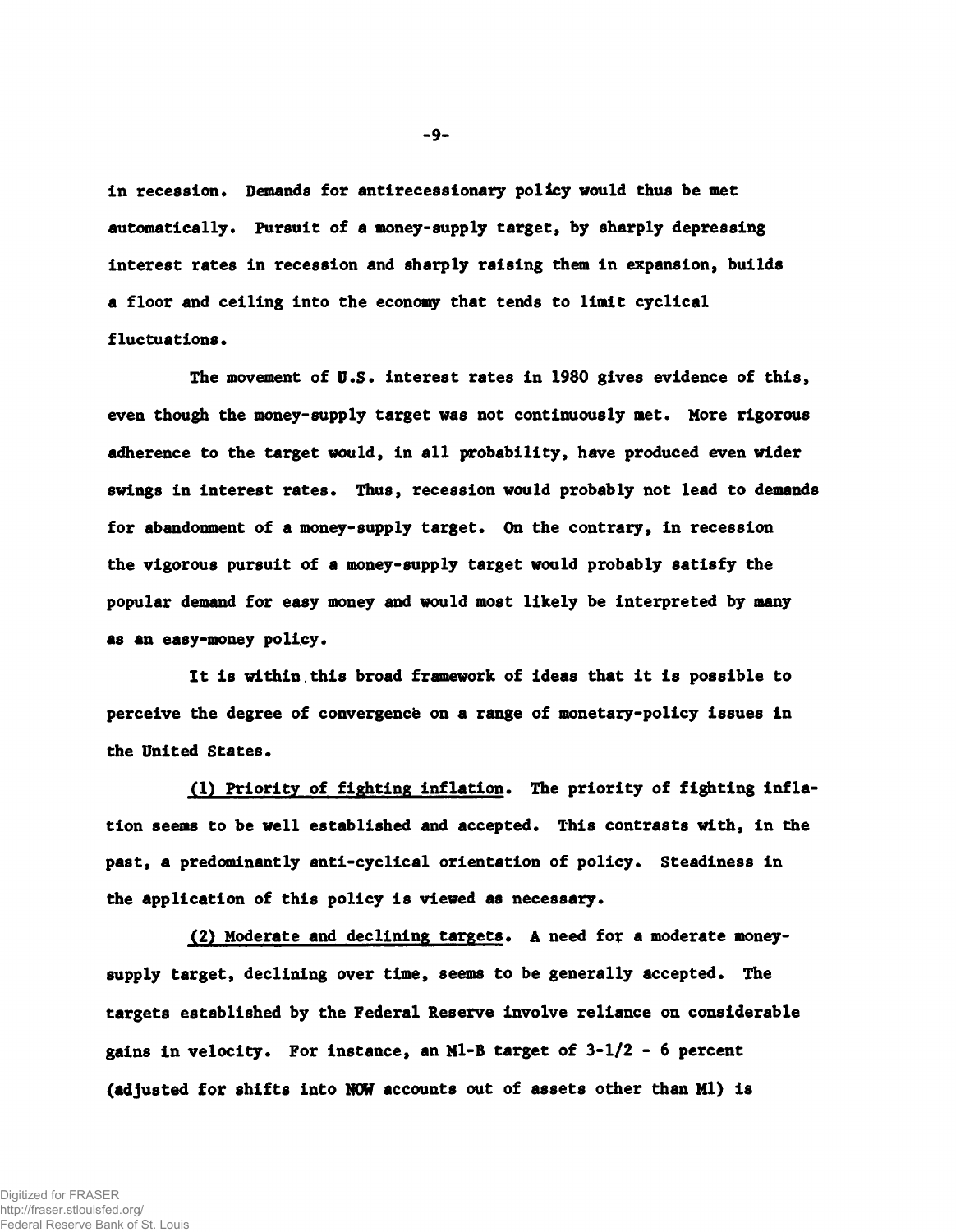in recession. Demands for antirecessionary policy would thus be met automatically. Pursuit of a money-supply target, by sharply depressing interest rates in recession and sharply raising them in expansion, builds a floor and ceiling into the economy that tends to limit cyclical fluctuations.

The movement of U.S. interest rates in 1980 gives evidence of this, even though the money-supply target was not continuously met. More rigorous adherence to the target would, in all probability, have produced even wider swings in interest rates. Thus, recession would probably not lead to demands for abandonment of a money-supply target. On the contrary, in recession the vigorous pursuit of a money-supply target would probably satisfy the popular demand for easy money and would most likely be interpreted by many as an easy-money policy.

It is within this broad framework of ideas that it is possible to perceive the degree of convergence on a range of monetary-policy issues in the United States.

<u>(1) Priority of fighting inflation</u>. The priority of fighting inflation seems to be well established and accepted. This contrasts with, in the past, a predominantly anti-cyclical orientation of policy. Steadiness in the application of this policy is viewed as necessary.

<u>(2) Moderate and declining targets</u>. A need for a moderate money-supply target, declining over time, seems to be generally accepted. The targets established by the Federal Reserve involve reliance on considerable gains in velocity. For instance, an M1-B target of 3-1/2 - 6 percent (adjusted for shifts into NOW accounts out of assets other than M1) is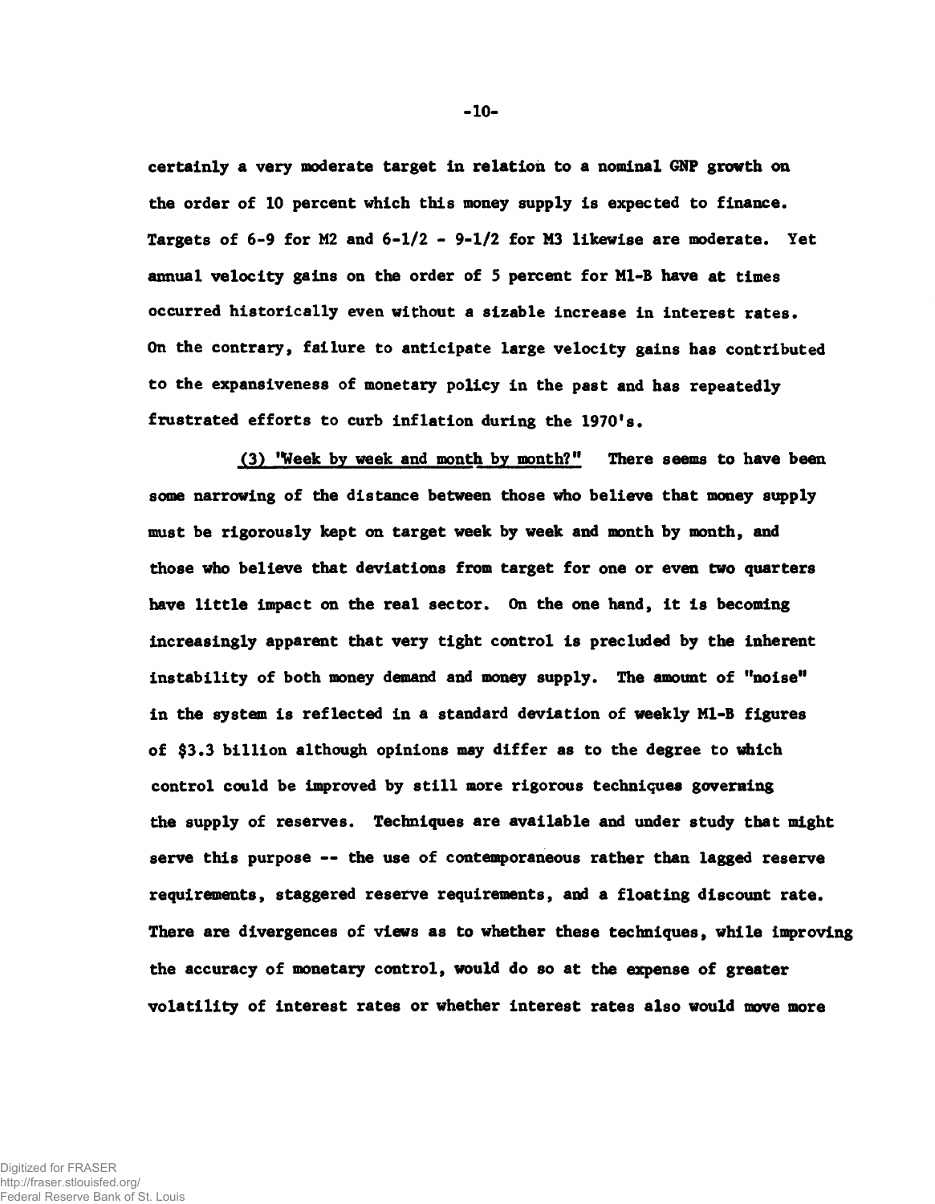certainly a very moderate target in relation to a nominal GNP growth on the order of 10 percent which this money supply is expected to finance. Targets of 6-9 for M2 and 6-1/2 - 9-1/2 for M3 likewise are moderate. Yet annual velocity gains on the order of 5 percent for M1-B have at times occurred historically even without a sizable increase in interest rates. On the contrary, failure to anticipate large velocity gains has contributed to the expansiveness of monetary policy in the past and has repeatedly frustrated efforts to curb inflation during the 1970's.

(3) <u>"Week by week and month by month?"</u> There seems to have been some narrowing of the distance between those who believe that money supply must be rigorously kept on target week by week and month by month, and those who believe that deviations from target for one or even two quarters have little impact on the real sector. On the one hand, it is becoming increasingly apparent that very tight control is precluded by the inherent instability of both money demand and money supply. The amount of "noise" in the system is reflected in a standard deviation of weekly M1-B figures of $3.3 billion although opinions may differ as to the degree to which control could be improved by still more rigorous techniques governing the supply of reserves. Techniques are available and under study that might serve this purpose -- the use of contemporaneous rather than lagged reserve requirements, staggered reserve requirements, and a floating discount rate. There are divergences of views as to whether these techniques, while improving the accuracy of monetary control, would do so at the expense of greater volatility of interest rates or whether interest rates also would move more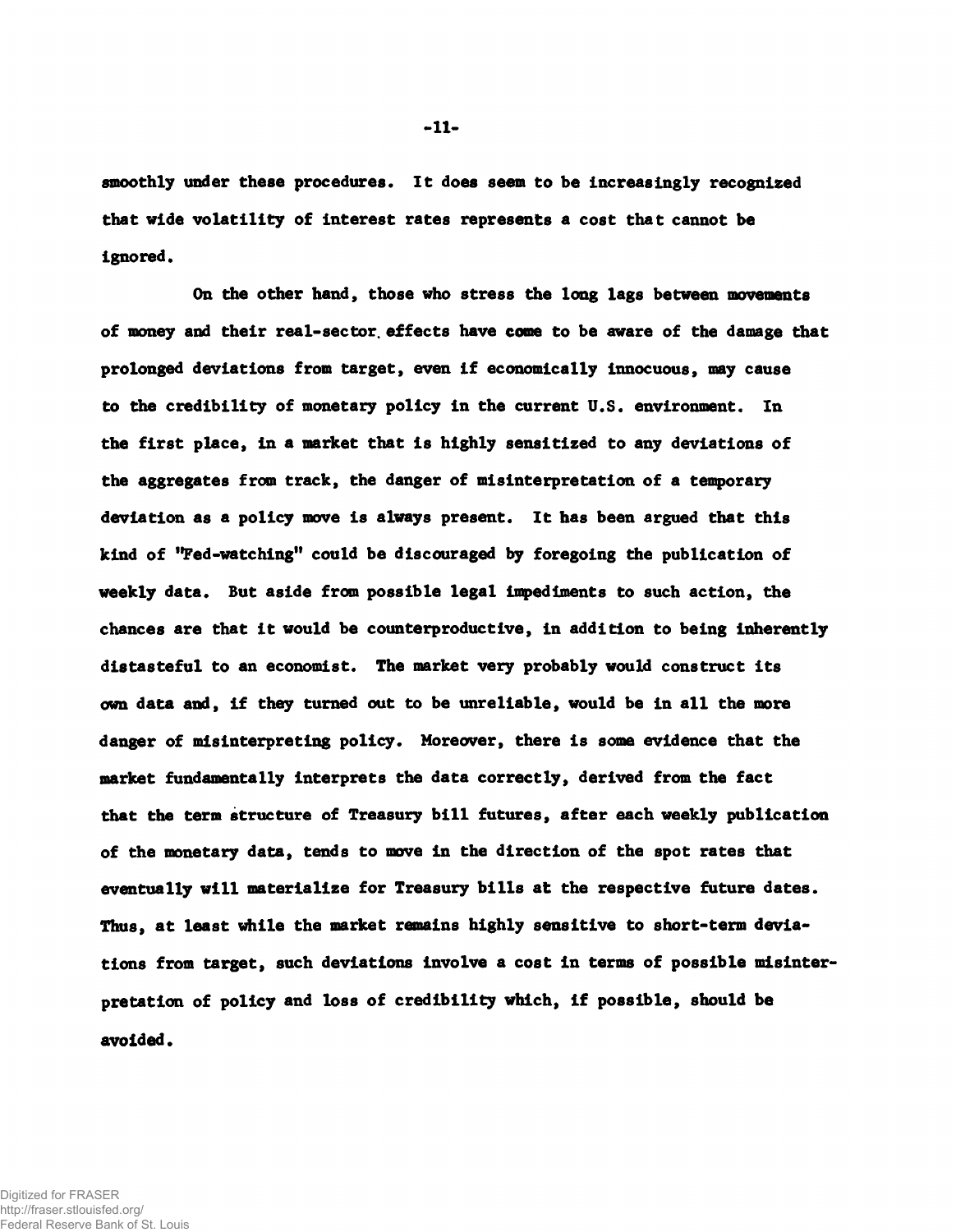smoothly under these procedures. It does seem to be increasingly recognized that wide volatility of interest rates represents a cost that cannot be ignored.

On the other hand, those who stress the long lags between movements of money and their real-sector effects have come to be aware of the damage that prolonged deviations from target, even if economically innocuous, may cause to the credibility of monetary policy in the current U.S. environment. In the first place, in a market that is highly sensitized to any deviations of the aggregates from track, the danger of misinterpretation of a temporary deviation as a policy move is always present. It has been argued that this kind of "Fed-watching" could be discouraged by foregoing the publication of weekly data. But aside from possible legal impediments to such action, the chances are that it would be counterproductive, in addition to being inherently distasteful to an economist. The market very probably would construct its own data and, if they turned out to be unreliable, would be in all the more danger of misinterpreting policy. Moreover, there is some evidence that the market fundamentally interprets the data correctly, derived from the fact that the term structure of Treasury bill futures, after each weekly publication of the monetary data, tends to move in the direction of the spot rates that eventually will materialize for Treasury bills at the respective future dates. Thus, at least while the market remains highly sensitive to short-term deviations from target, such deviations involve a cost in terms of possible misinterpretation of policy and loss of credibility which, if possible, should be avoided.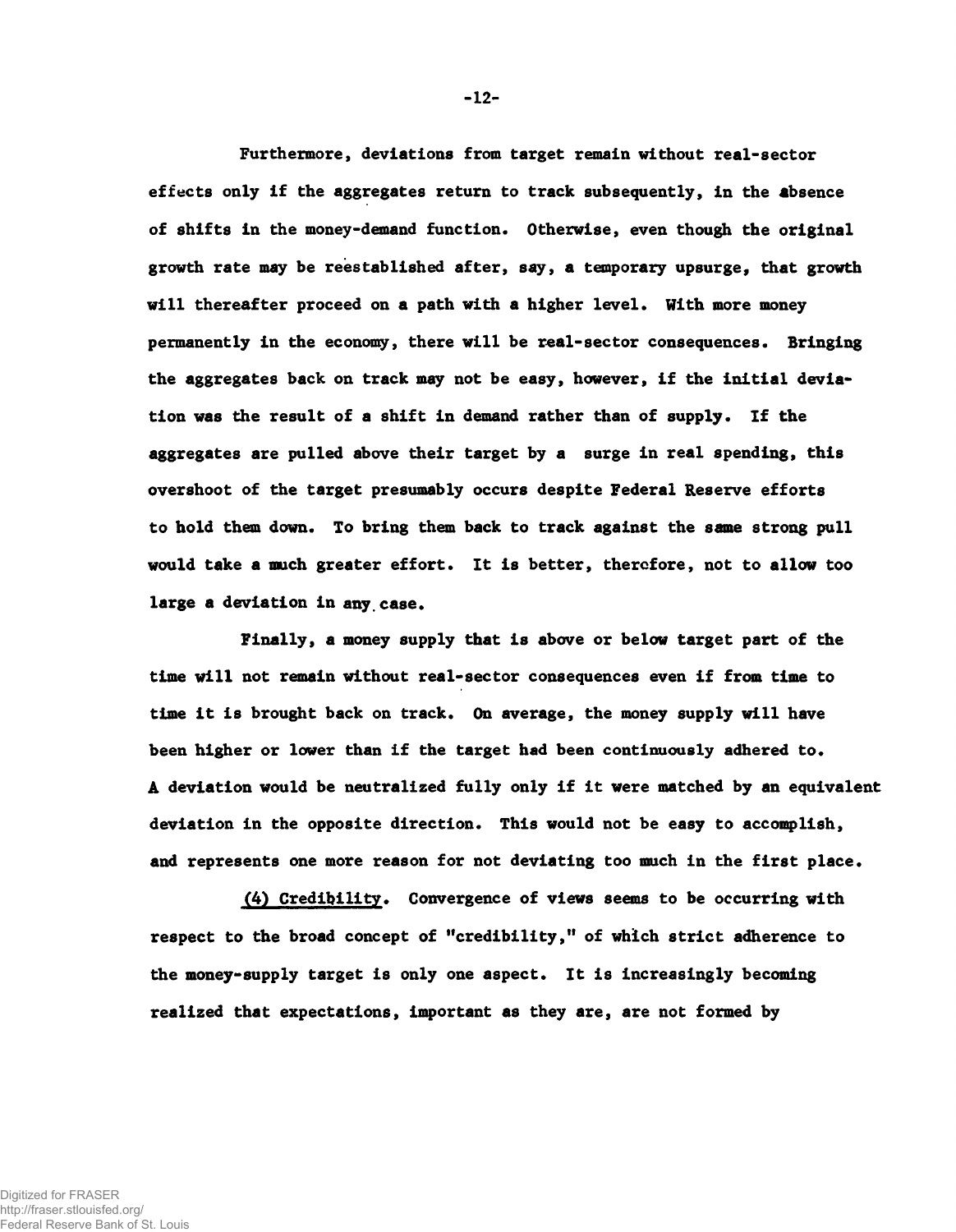Furthermore, deviations from target remain without real-sector effects only if the aggregates return to track subsequently, in the absence of shifts in the money-demand function. Otherwise, even though the original growth rate may be reestablished after, say, a temporary upsurge, that growth will thereafter proceed on a path with a higher level. With more money permanently in the economy, there will be real-sector consequences. Bringing the aggregates back on track may not be easy, however, if the initial deviation was the result of a shift in demand rather than of supply. If the aggregates are pulled above their target by a surge in real spending, this overshoot of the target presumably occurs despite Federal Reserve efforts to hold them down. To bring them back to track against the same strong pull would take a much greater effort. It is better, therefore, not to allow too large a deviation in any case.

Finally, a money supply that is above or below target part of the time will not remain without real-sector consequences even if from time to time it is brought back on track. On average, the money supply will have been higher or lower than if the target had been continuously adhered to. A deviation would be neutralized fully only if it were matched by an equivalent deviation in the opposite direction. This would not be easy to accomplish, and represents one more reason for not deviating too much in the first place.

<u>(4) Credibility</u>. Convergence of views seems to be occurring with respect to the broad concept of "credibility," of which strict adherence to the money-supply target is only one aspect. It is increasingly becoming realized that expectations, important as they are, are not formed by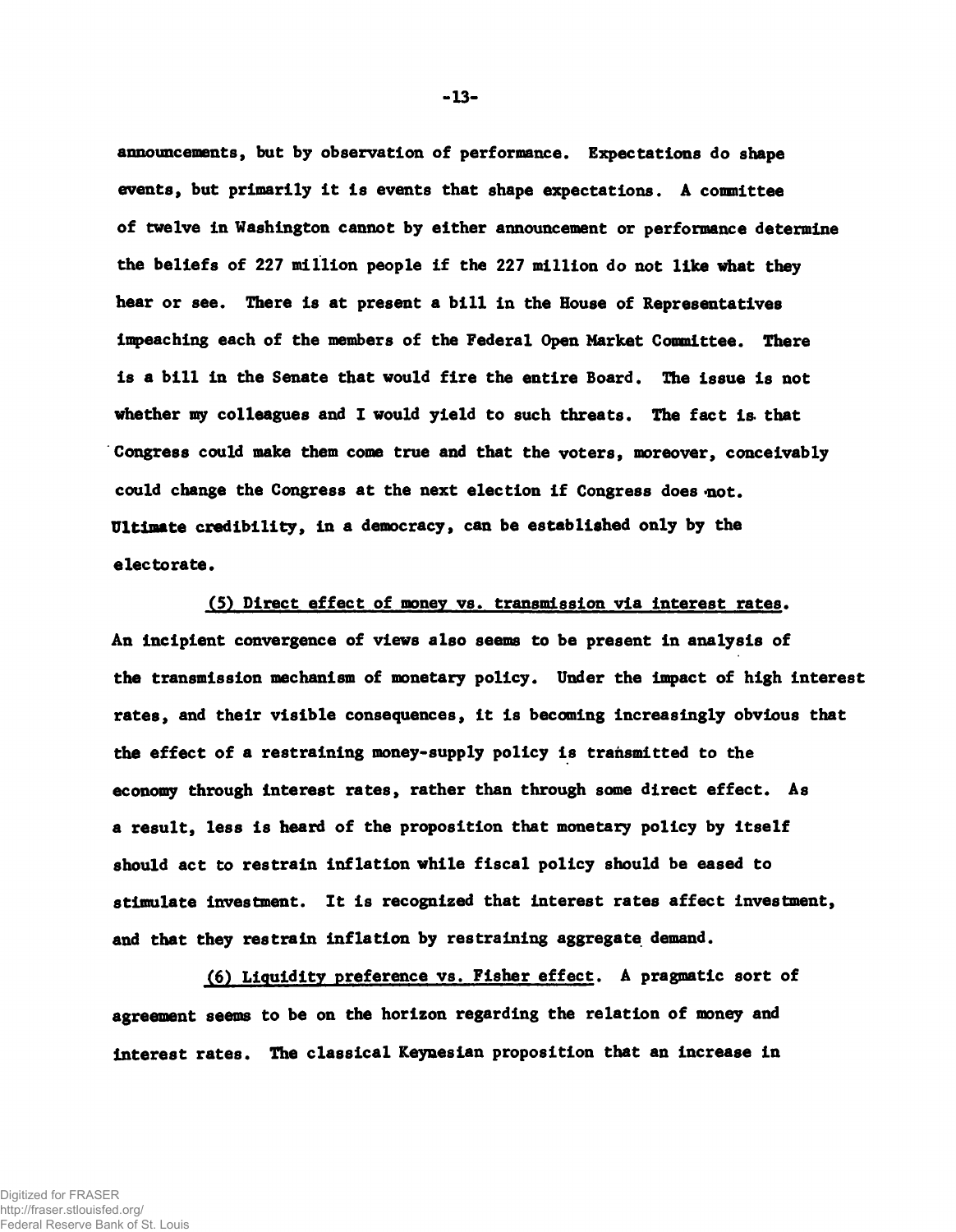announcements, but by observation of performance. Expectations do shape events, but primarily it is events that shape expectations. A committee of twelve in Washington cannot by either announcement or performance determine the beliefs of 227 million people if the 227 million do not like what they hear or see. There is at present a bill in the House of Representatives impeaching each of the members of the Federal Open Market Committee. There is a bill in the Senate that would fire the entire Board. The issue is not whether my colleagues and I would yield to such threats. The fact is that Congress could make them come true and that the voters, moreover, conceivably could change the Congress at the next election if Congress does not. Ultimate credibility, in a democracy, can be established only by the electorate.

<u>(5) Direct effect of money vs. transmission via interest rates</u>. An incipient convergence of views also seems to be present in analysis of the transmission mechanism of monetary policy. Under the impact of high interest rates, and their visible consequences, it is becoming increasingly obvious that the effect of a restraining money-supply policy is transmitted to the economy through interest rates, rather than through some direct effect. As a result, less is heard of the proposition that monetary policy by itself should act to restrain inflation while fiscal policy should be eased to stimulate investment. It is recognized that interest rates affect investment, and that they restrain inflation by restraining aggregate demand.

<u>(6) Liquidity preference vs. Fisher effect</u>. A pragmatic sort of agreement seems to be on the horizon regarding the relation of money and interest rates. The classical Keynesian proposition that an increase in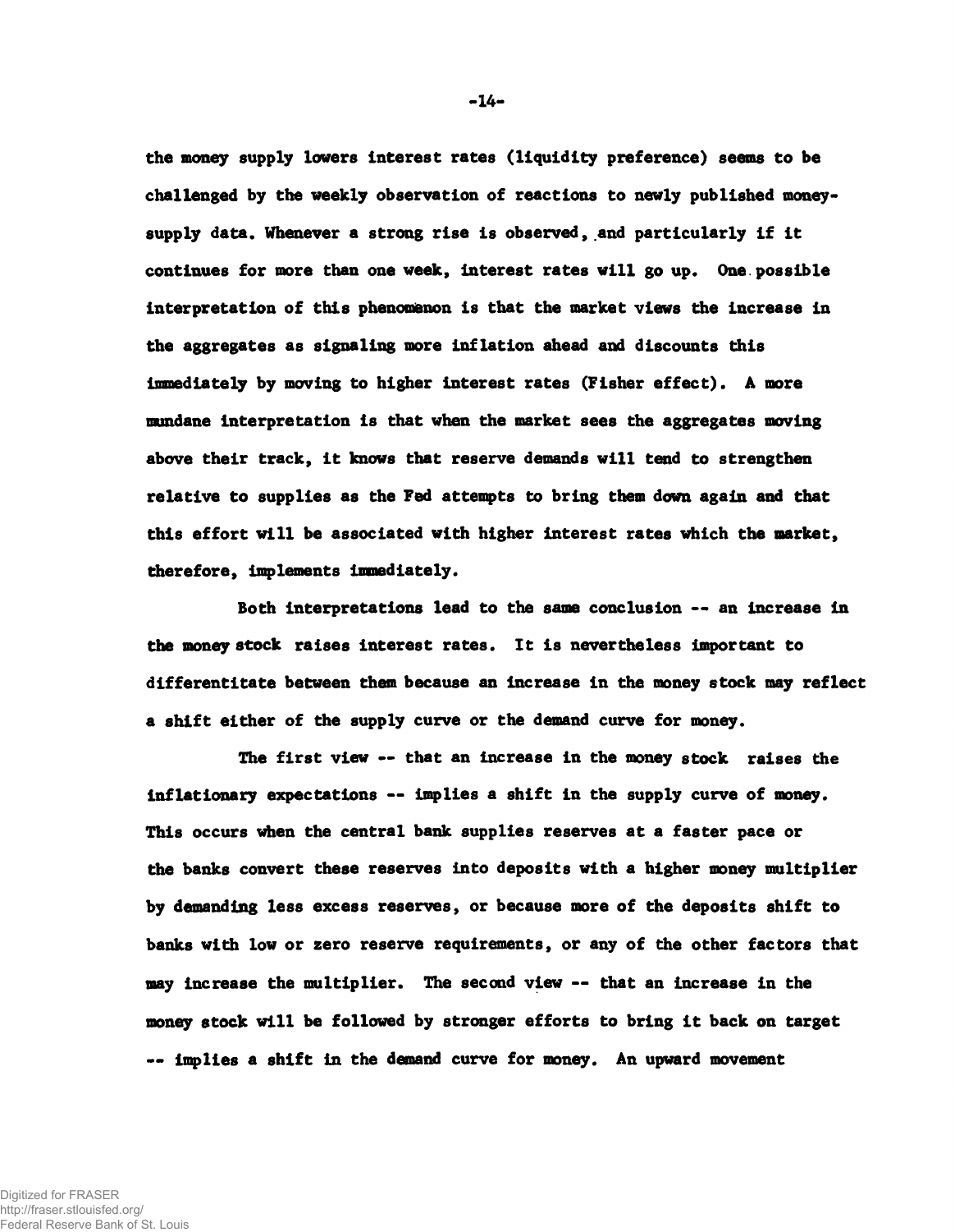the money supply lowers interest rates (liquidity preference) seems to be challenged by the weekly observation of reactions to newly published money-supply data. Whenever a strong rise is observed, and particularly if it continues for more than one week, interest rates will go up. One possible interpretation of this phenomenon is that the market views the increase in the aggregates as signaling more inflation ahead and discounts this immediately by moving to higher interest rates (Fisher effect). A more mundane interpretation is that when the market sees the aggregates moving above their track, it knows that reserve demands will tend to strengthen relative to supplies as the Fed attempts to bring them down again and that this effort will be associated with higher interest rates which the market, therefore, implements immediately.

Both interpretations lead to the same conclusion -- an increase in the money stock raises interest rates. It is nevertheless important to differentitate between them because an increase in the money stock may reflect a shift either of the supply curve or the demand curve for money.

The first view -- that an increase in the money stock raises the inflationary expectations -- implies a shift in the supply curve of money. This occurs when the central bank supplies reserves at a faster pace or the banks convert these reserves into deposits with a higher money multiplier by demanding less excess reserves, or because more of the deposits shift to banks with low or zero reserve requirements, or any of the other factors that may increase the multiplier. The second view -- that an increase in the money stock will be followed by stronger efforts to bring it back on target -- implies a shift in the demand curve for money. An upward movement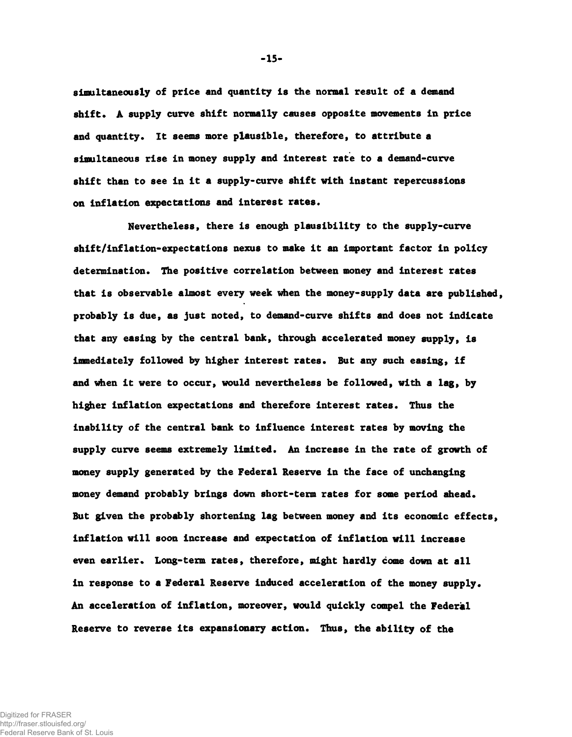simultaneously of price and quantity is the normal result of a demand shift. A supply curve shift normally causes opposite movements in price and quantity. It seems more plausible, therefore, to attribute a simultaneous rise in money supply and interest rate to a demand-curve shift than to see in it a supply-curve shift with instant repercussions on inflation expectations and interest rates.

Nevertheless, there is enough plausibility to the supply-curve shift/inflation-expectations nexus to make it an important factor in policy determination. The positive correlation between money and interest rates that is observable almost every week when the money-supply data are published, probably is due, as just noted, to demand-curve shifts and does not indicate that any easing by the central bank, through accelerated money supply, is immediately followed by higher interest rates. But any such easing, if and when it were to occur, would nevertheless be followed, with a lag, by higher inflation expectations and therefore interest rates. Thus the inability of the central bank to influence interest rates by moving the supply curve seems extremely limited. An increase in the rate of growth of money supply generated by the Federal Reserve in the face of unchanging money demand probably brings down short-term rates for some period ahead. But given the probably shortening lag between money and its economic effects, inflation will soon increase and expectation of inflation will increase even earlier. Long-term rates, therefore, might hardly come down at all in response to a Federal Reserve induced acceleration of the money supply. An acceleration of inflation, moreover, would quickly compel the Federal Reserve to reverse its expansionary action. Thus, the ability of the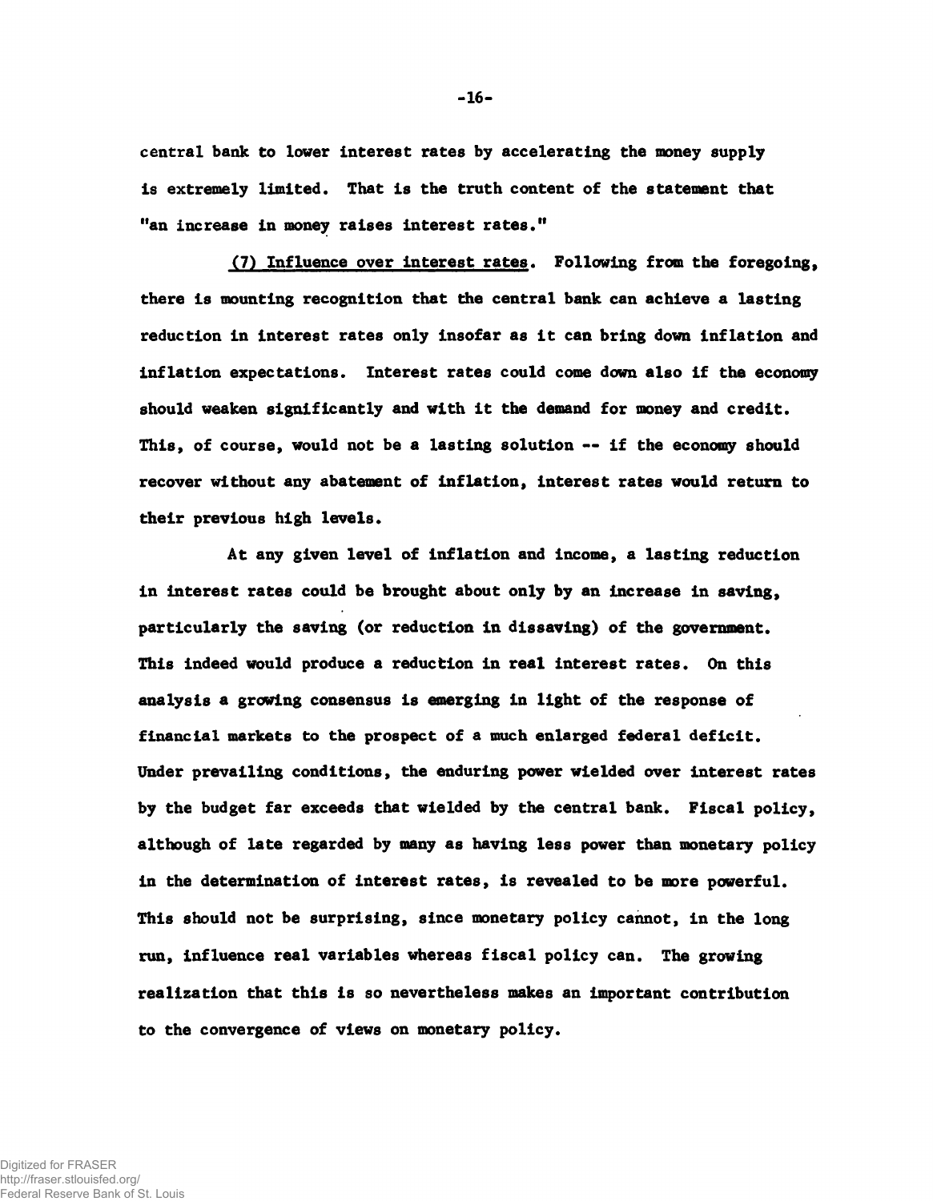central bank to lower interest rates by accelerating the money supply is extremely limited. That is the truth content of the statement that "an increase in money raises interest rates."

<u>(7) Influence over interest rates</u>. Following from the foregoing, there is mounting recognition that the central bank can achieve a lasting reduction in interest rates only insofar as it can bring down inflation and inflation expectations. Interest rates could come down also if the economy should weaken significantly and with it the demand for money and credit. This, of course, would not be a lasting solution -- if the economy should recover without any abatement of inflation, interest rates would return to their previous high levels.

At any given level of inflation and income, a lasting reduction in interest rates could be brought about only by an increase in saving, particularly the saving (or reduction in dissaving) of the government. This indeed would produce a reduction in real interest rates. On this analysis a growing consensus is emerging in light of the response of financial markets to the prospect of a much enlarged federal deficit. Under prevailing conditions, the enduring power wielded over interest rates by the budget far exceeds that wielded by the central bank. Fiscal policy, although of late regarded by many as having less power than monetary policy in the determination of interest rates, is revealed to be more powerful. This should not be surprising, since monetary policy cannot, in the long run, influence real variables whereas fiscal policy can. The growing realization that this is so nevertheless makes an important contribution to the convergence of views on monetary policy.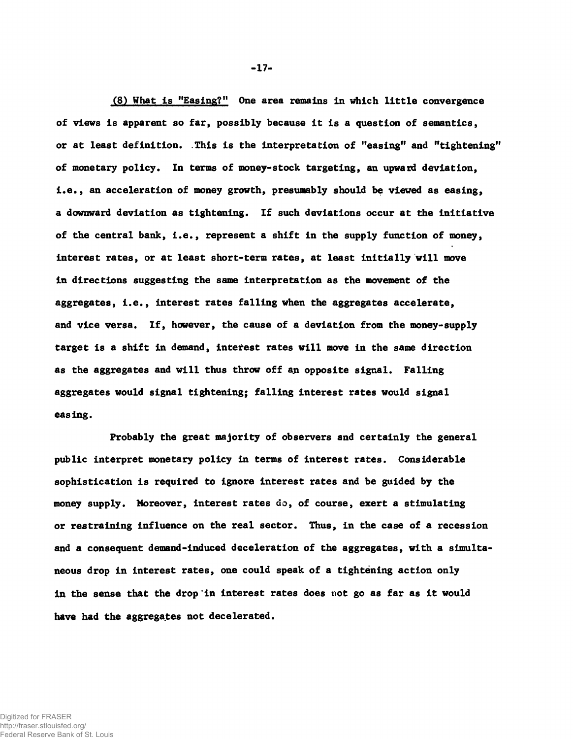<u>(8) What is "Easing?"</u> One area remains in which little convergence of views is apparent so far, possibly because it is a question of semantics, or at least definition. This is the interpretation of "easing" and "tightening" of monetary policy. In terms of money-stock targeting, an upward deviation, i.e., an acceleration of money growth, presumably should be viewed as easing, a downward deviation as tightening. If such deviations occur at the initiative of the central bank, i.e., represent a shift in the supply function of money, interest rates, or at least short-term rates, at least initially will move in directions suggesting the same interpretation as the movement of the aggregates, i.e., interest rates falling when the aggregates accelerate, and vice versa. If, however, the cause of a deviation from the money-supply target is a shift in demand, interest rates will move in the same direction as the aggregates and will thus throw off an opposite signal. Falling aggregates would signal tightening; falling interest rates would signal easing.

Probably the great majority of observers and certainly the general public interpret monetary policy in terms of interest rates. Considerable sophistication is required to ignore interest rates and be guided by the money supply. Moreover, interest rates do, of course, exert a stimulating or restraining influence on the real sector. Thus, in the case of a recession and a consequent demand-induced deceleration of the aggregates, with a simultaneous drop in interest rates, one could speak of a tightening action only in the sense that the drop in interest rates does not go as far as it would have had the aggregates not decelerated.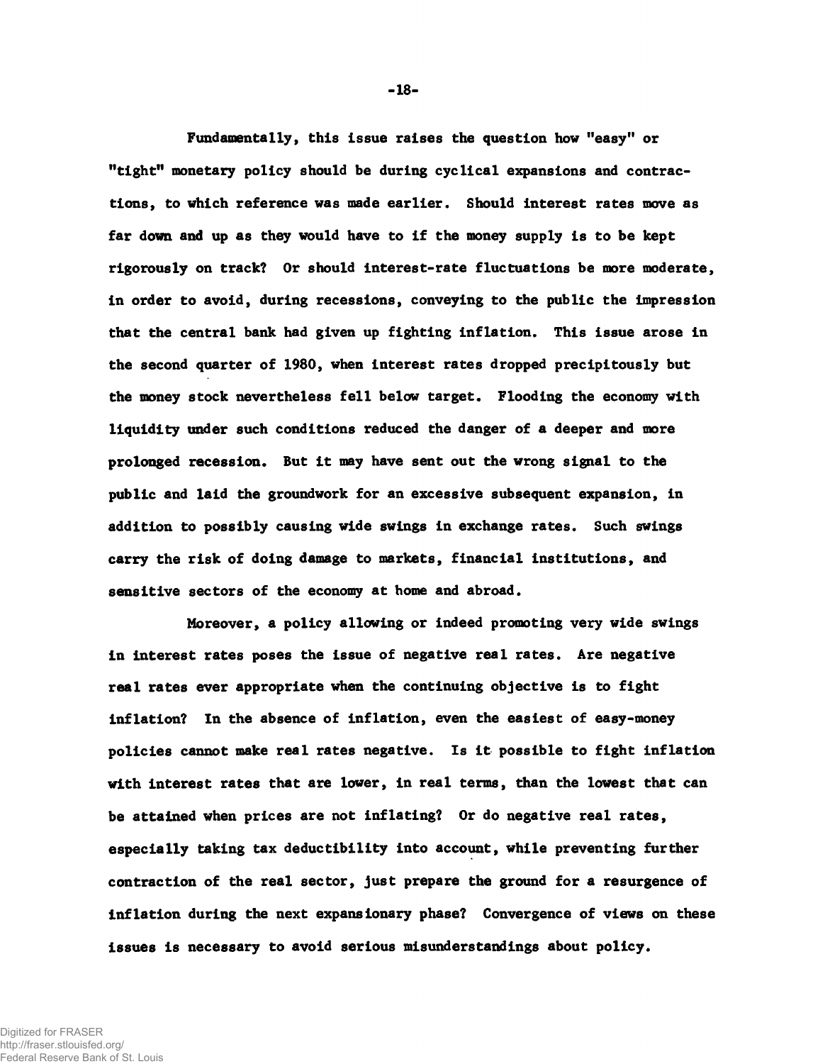Fundamentally, this issue raises the question how "easy" or "tight" monetary policy should be during cyclical expansions and contractions, to which reference was made earlier. Should interest rates move as far down and up as they would have to if the money supply is to be kept rigorously on track? Or should interest-rate fluctuations be more moderate, in order to avoid, during recessions, conveying to the public the impression that the central bank had given up fighting inflation. This issue arose in the second quarter of 1980, when interest rates dropped precipitously but the money stock nevertheless fell below target. Flooding the economy with liquidity under such conditions reduced the danger of a deeper and more prolonged recession. But it may have sent out the wrong signal to the public and laid the groundwork for an excessive subsequent expansion, in addition to possibly causing wide swings in exchange rates. Such swings carry the risk of doing damage to markets, financial institutions, and sensitive sectors of the economy at home and abroad.

Moreover, a policy allowing or indeed promoting very wide swings in interest rates poses the issue of negative real rates. Are negative real rates ever appropriate when the continuing objective is to fight inflation? In the absence of inflation, even the easiest of easy-money policies cannot make real rates negative. Is it possible to fight inflation with interest rates that are lower, in real terms, than the lowest that can be attained when prices are not inflating? Or do negative real rates, especially taking tax deductibility into account, while preventing further contraction of the real sector, just prepare the ground for a resurgence of inflation during the next expansionary phase? Convergence of views on these issues is necessary to avoid serious misunderstandings about policy.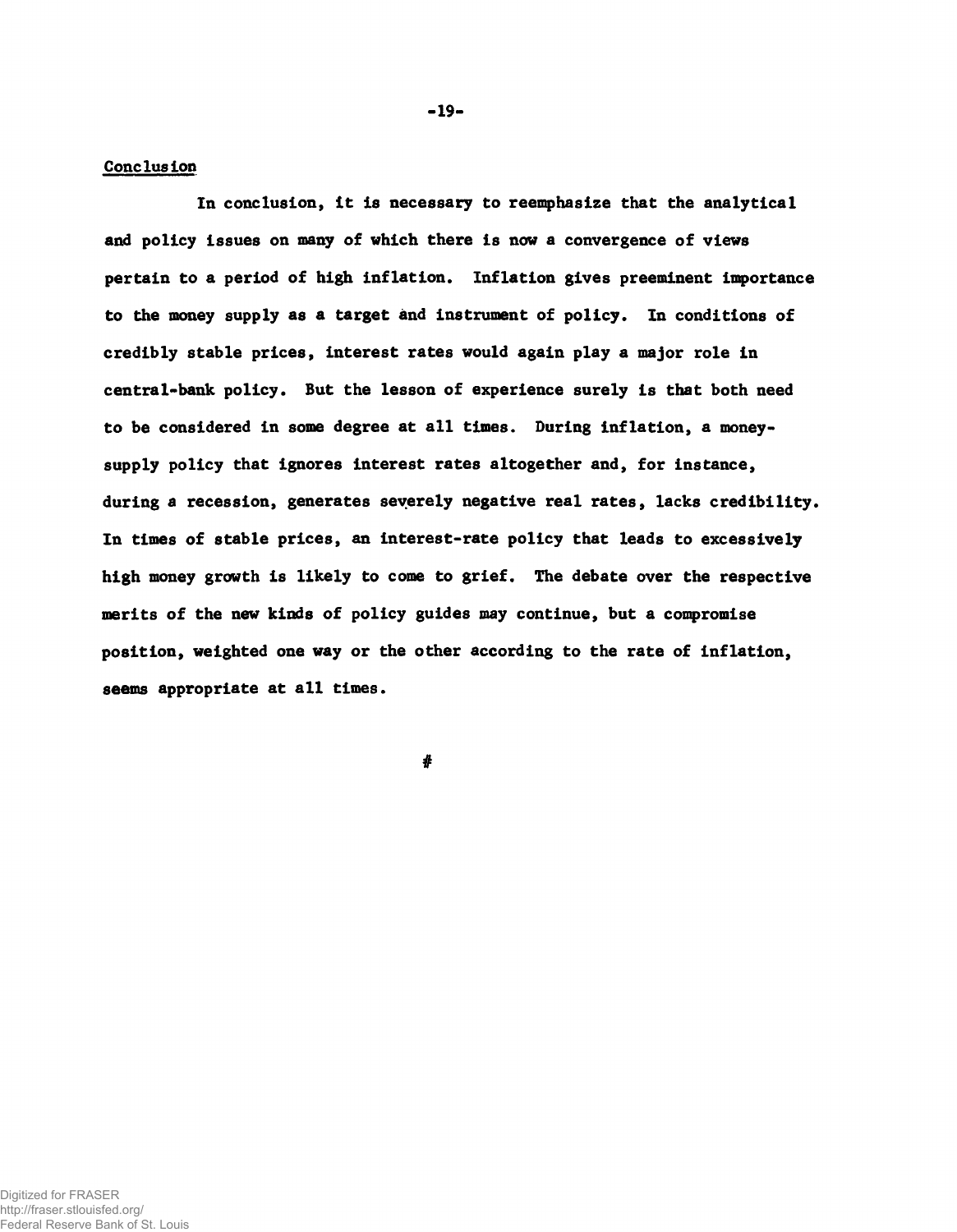## Conclusion

In conclusion, it is necessary to reemphasize that the analytical and policy issues on many of which there is now a convergence of views pertain to a period of high inflation. Inflation gives preeminent importance to the money supply as a target and instrument of policy. In conditions of credibly stable prices, interest rates would again play a major role in central-bank policy. But the lesson of experience surely is that both need to be considered in some degree at all times. During inflation, a money-supply policy that ignores interest rates altogether and, for instance, during a recession, generates severely negative real rates, lacks credibility. In times of stable prices, an interest-rate policy that leads to excessively high money growth is likely to come to grief. The debate over the respective merits of the new kinds of policy guides may continue, but a compromise position, weighted one way or the other according to the rate of inflation, seems appropriate at all times.

#